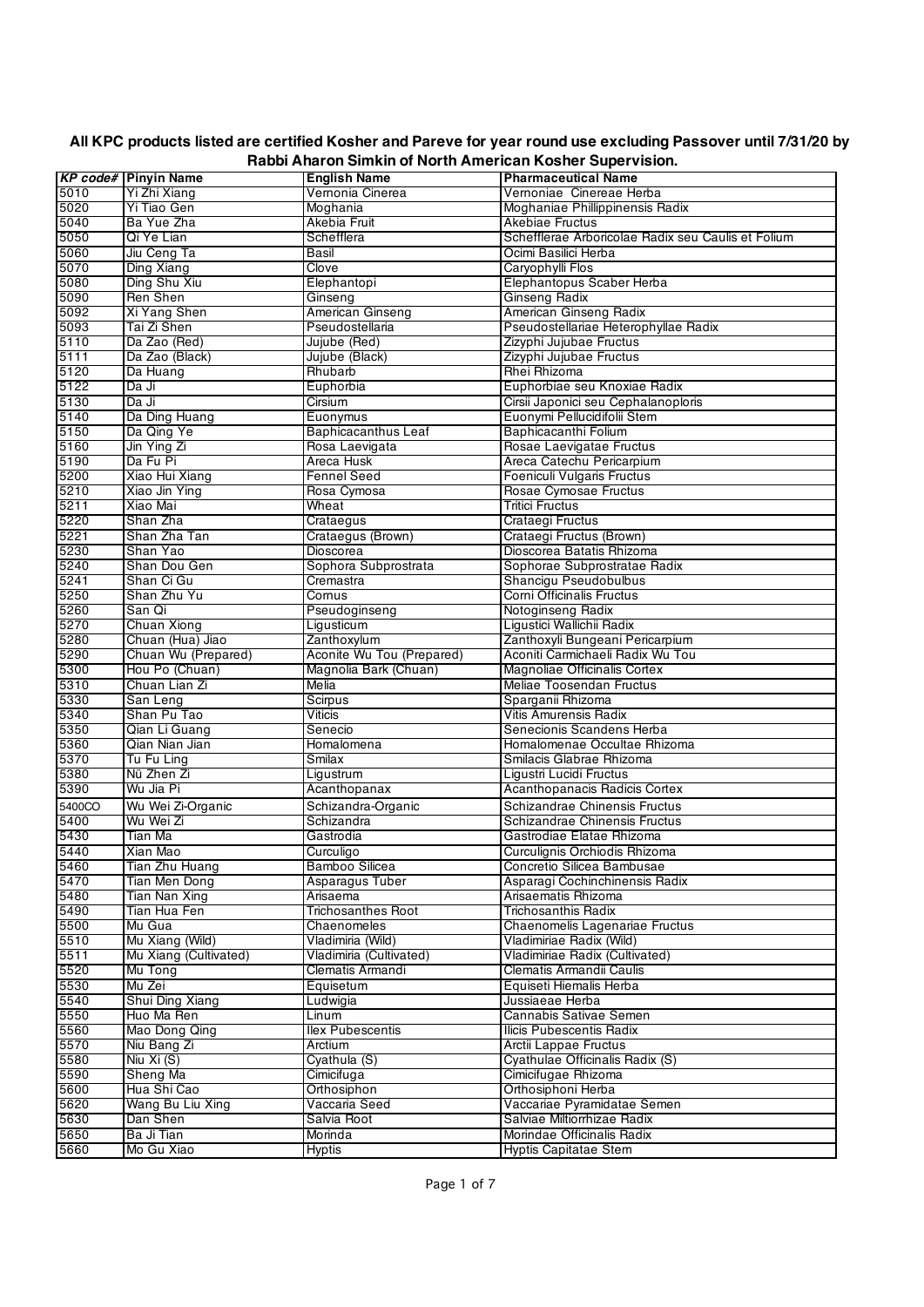**All KPC products listed are certified Kosher and Pareve for year round use excluding Passover until 7/31/20 by Rabbi Aharon Simkin of North American Kosher Supervision.**

| *KP code#* | Pinyin Name | English Name | Pharmaceutical Name |
|---|---|---|---|
| 5010 | Yi Zhi Xiang | Vernonia Cinerea | Vernoniae  Cinereae Herba |
| 5020 | Yi Tiao Gen | Moghania | Moghaniae Phillippinensis Radix |
| 5040 | Ba Yue Zha | Akebia Fruit | Akebiae Fructus |
| 5050 | Qi Ye Lian | Schefflera | Schefflerae Arboricolae Radix seu Caulis et Folium |
| 5060 | Jiu Ceng Ta | Basil | Ocimi Basilici Herba |
| 5070 | Ding Xiang | Clove | Caryophylli Flos |
| 5080 | Ding Shu Xiu | Elephantopi | Elephantopus Scaber Herba |
| 5090 | Ren Shen | Ginseng | Ginseng Radix |
| 5092 | Xi Yang Shen | American Ginseng | American Ginseng Radix |
| 5093 | Tai Zi Shen | Pseudostellaria | Pseudostellariae Heterophyllae Radix |
| 5110 | Da Zao (Red) | Jujube (Red) | Zizyphi Jujubae Fructus |
| 5111 | Da Zao (Black) | Jujube (Black) | Zizyphi Jujubae Fructus |
| 5120 | Da Huang | Rhubarb | Rhei Rhizoma |
| 5122 | Da Ji | Euphorbia | Euphorbiae seu Knoxiae Radix |
| 5130 | Da Ji | Cirsium | Cirsii Japonici seu Cephalanoploris |
| 5140 | Da Ding Huang | Euonymus | Euonymi Pellucidifolii Stem |
| 5150 | Da Qing Ye | Baphicacanthus Leaf | Baphicacanthi Folium |
| 5160 | Jin Ying Zi | Rosa Laevigata | Rosae Laevigatae Fructus |
| 5190 | Da Fu Pi | Areca Husk | Areca Catechu Pericarpium |
| 5200 | Xiao Hui Xiang | Fennel Seed | Foeniculi Vulgaris Fructus |
| 5210 | Xiao Jin Ying | Rosa Cymosa | Rosae Cymosae Fructus |
| 5211 | Xiao Mai | Wheat | Tritici Fructus |
| 5220 | Shan Zha | Crataegus | Crataegi Fructus |
| 5221 | Shan Zha Tan | Crataegus (Brown) | Crataegi Fructus (Brown) |
| 5230 | Shan Yao | Dioscorea | Dioscorea Batatis Rhizoma |
| 5240 | Shan Dou Gen | Sophora Subprostrata | Sophorae Subprostratae Radix |
| 5241 | Shan Ci Gu | Cremastra | Shancigu Pseudobulbus |
| 5250 | Shan Zhu Yu | Cornus | Corni Officinalis Fructus |
| 5260 | San Qi | Pseudoginseng | Notoginseng Radix |
| 5270 | Chuan Xiong | Ligusticum | Ligustici Wallichii Radix |
| 5280 | Chuan (Hua) Jiao | Zanthoxylum | Zanthoxyli Bungeani Pericarpium |
| 5290 | Chuan Wu (Prepared) | Aconite Wu Tou (Prepared) | Aconiti Carmichaeli Radix Wu Tou |
| 5300 | Hou Po (Chuan) | Magnolia Bark (Chuan) | Magnoliae Officinalis Cortex |
| 5310 | Chuan Lian Zi | Melia | Meliae Toosendan Fructus |
| 5330 | San Leng | Scirpus | Sparganii Rhizoma |
| 5340 | Shan Pu Tao | Viticis | Vitis Amurensis Radix |
| 5350 | Qian Li Guang | Senecio | Senecionis Scandens Herba |
| 5360 | Qian Nian Jian | Homalomena | Homalomenae Occultae Rhizoma |
| 5370 | Tu Fu Ling | Smilax | Smilacis Glabrae Rhizoma |
| 5380 | Nü Zhen Zi | Ligustrum | Ligustri Lucidi Fructus |
| 5390 | Wu Jia Pi | Acanthopanax | Acanthopanacis Radicis Cortex |
| 5400CO | Wu Wei Zi-Organic | Schizandra-Organic | Schizandrae Chinensis Fructus |
| 5400 | Wu Wei Zi | Schizandra | Schizandrae Chinensis Fructus |
| 5430 | Tian Ma | Gastrodia | Gastrodiae Elatae Rhizoma |
| 5440 | Xian Mao | Curculigo | Curculignis Orchiodis Rhizoma |
| 5460 | Tian Zhu Huang | Bamboo Silicea | Concretio Silicea Bambusae |
| 5470 | Tian Men Dong | Asparagus Tuber | Asparagi Cochinchinensis Radix |
| 5480 | Tian Nan Xing | Arisaema | Arisaematis Rhizoma |
| 5490 | Tian Hua Fen | Trichosanthes Root | Trichosanthis Radix |
| 5500 | Mu Gua | Chaenomeles | Chaenomelis Lagenariae Fructus |
| 5510 | Mu Xiang (Wild) | Vladimiria (Wild) | Vladimiriae Radix (Wild) |
| 5511 | Mu Xiang (Cultivated) | Vladimiria (Cultivated) | Vladimiriae Radix (Cultivated) |
| 5520 | Mu Tong | Clematis Armandi | Clematis Armandii Caulis |
| 5530 | Mu Zei | Equisetum | Equiseti Hiemalis Herba |
| 5540 | Shui Ding Xiang | Ludwigia | Jussiaeae Herba |
| 5550 | Huo Ma Ren | Linum | Cannabis Sativae Semen |
| 5560 | Mao Dong Qing | Ilex Pubescentis | Ilicis Pubescentis Radix |
| 5570 | Niu Bang Zi | Arctium | Arctii Lappae Fructus |
| 5580 | Niu Xi (S) | Cyathula (S) | Cyathulae Officinalis Radix (S) |
| 5590 | Sheng Ma | Cimicifuga | Cimicifugae Rhizoma |
| 5600 | Hua Shi Cao | Orthosiphon | Orthosiphoni Herba |
| 5620 | Wang Bu Liu Xing | Vaccaria Seed | Vaccariae Pyramidatae Semen |
| 5630 | Dan Shen | Salvia Root | Salviae Miltiorrhizae Radix |
| 5650 | Ba Ji Tian | Morinda | Morindae Officinalis Radix |
| 5660 | Mo Gu Xiao | Hyptis | Hyptis Capitatae Stem |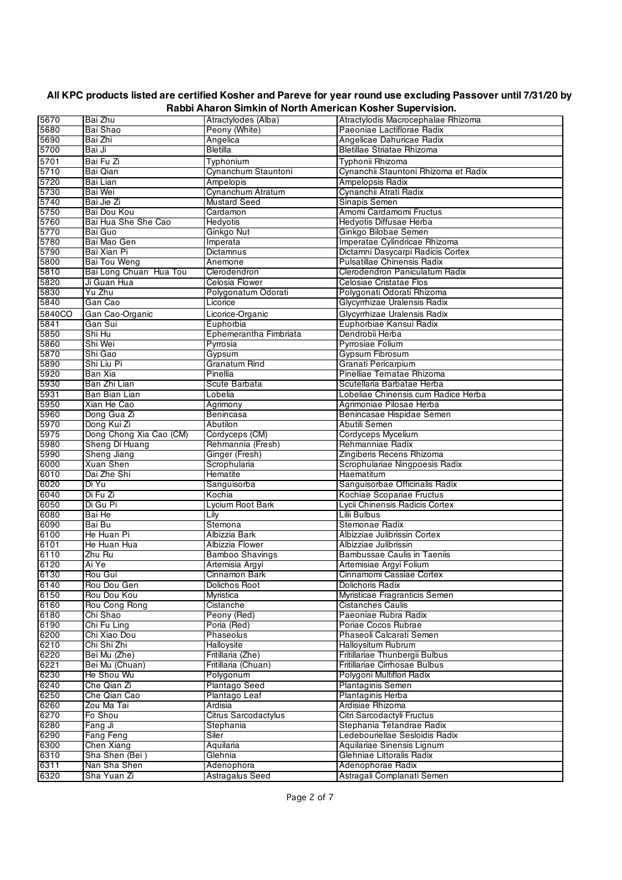**All KPC products listed are certified Kosher and Pareve for year round use excluding Passover until 7/31/20 by Rabbi Aharon Simkin of North American Kosher Supervision.**

| | | | |
|---|---|---|---|
| 5670 | Bai Zhu | Atractylodes (Alba) | Atractylodis Macrocephalae Rhizoma |
| 5680 | Bai Shao | Peony (White) | Paeoniae Lactiflorae Radix |
| 5690 | Bai Zhi | Angelica | Angelicae Dahuricae Radix |
| 5700 | Bai Ji | Bletilla | Bletillae Striatae Rhizoma |
| 5701 | Bai Fu Zi | Typhonium | Typhonii Rhizoma |
| 5710 | Bai Qian | Cynanchum Stauntoni | Cynanchii Stauntoni Rhizoma et Radix |
| 5720 | Bai Lian | Ampelopis | Ampelopsis Radix |
| 5730 | Bai Wei | Cynanchum Atratum | Cynanchii Atrati Radix |
| 5740 | Bai Jie Zi | Mustard Seed | Sinapis Semen |
| 5750 | Bai Dou Kou | Cardamon | Amomi Cardamomi Fructus |
| 5760 | Bai Hua She She Cao | Hedyotis | Hedyotis Diffusae Herba |
| 5770 | Bai Guo | Ginkgo Nut | Ginkgo Bilobae Semen |
| 5780 | Bai Mao Gen | Imperata | Imperatae Cylindricae Rhizoma |
| 5790 | Bai Xian Pi | Dictamnus | Dictamni Dasycarpi Radicis Cortex |
| 5800 | Bai Tou Weng | Anemone | Pulsatillae Chinensis Radix |
| 5810 | Bai Long Chuan Hua Tou | Clerodendron | Clerodendron Paniculatum Radix |
| 5820 | Ji Guan Hua | Celosia Flower | Celosiae Cristatae Flos |
| 5830 | Yu Zhu | Polygonatum Odorati | Polygonati Odorati Rhizoma |
| 5840 | Gan Cao | Licorice | Glycyrrhizae Uralensis Radix |
| 5840CO | Gan Cao-Organic | Licorice-Organic | Glycyrrhizae Uralensis Radix |
| 5841 | Gan Sui | Euphorbia | Euphorbiae Kansui Radix |
| 5850 | Shi Hu | Ephemerantha Fimbriata | Dendrobii Herba |
| 5860 | Shi Wei | Pyrrosia | Pyrrosiae Folium |
| 5870 | Shi Gao | Gypsum | Gypsum Fibrosum |
| 5890 | Shi Liu Pi | Granatum Rind | Granati Pericarpium |
| 5920 | Ban Xia | Pinellia | Pinelliae Ternatae Rhizoma |
| 5930 | Ban Zhi Lian | Scute Barbata | Scutellaria Barbatae Herba |
| 5931 | Ban Bian Lian | Lobelia | Lobeliae Chinensis cum Radice Herba |
| 5950 | Xian He Cao | Agrimony | Agrimoniae Pilosae Herba |
| 5960 | Dong Gua Zi | Benincasa | Benincasae Hispidae Semen |
| 5970 | Dong Kui Zi | Abutilon | Abutili Semen |
| 5975 | Dong Chong Xia Cao (CM) | Cordyceps (CM) | Cordyceps Mycelium |
| 5980 | Sheng Di Huang | Rehmannia (Fresh) | Rehmanniae Radix |
| 5990 | Sheng Jiang | Ginger (Fresh) | Zingiberis Recens Rhizoma |
| 6000 | Xuan Shen | Scrophularia | Scrophulariae Ningpoesis Radix |
| 6010 | Dai Zhe Shi | Hematite | Haematitum |
| 6020 | Di Yu | Sanguisorba | Sanguisorbae Officinalis Radix |
| 6040 | Di Fu Zi | Kochia | Kochiae Scopariae Fructus |
| 6050 | Di Gu Pi | Lycium Root Bark | Lycii Chinensis Radicis Cortex |
| 6080 | Bai He | Lily | Lilii Bulbus |
| 6090 | Bai Bu | Stemona | Stemonae Radix |
| 6100 | He Huan Pi | Albizzia Bark | Albizziae Julibrissin Cortex |
| 6101 | He Huan Hua | Albizzia Flower | Albizziae Julibrissin |
| 6110 | Zhu Ru | Bamboo Shavings | Bambussae Caulis in Taeniis |
| 6120 | Ai Ye | Artemisia Argyi | Artemisiae Argyi Folium |
| 6130 | Rou Gui | Cinnamon Bark | Cinnamomi Cassiae Cortex |
| 6140 | Rou Dou Gen | Dolichos Root | Dolichoris Radix |
| 6150 | Rou Dou Kou | Myristica | Myristicae Fragranticis Semen |
| 6160 | Rou Cong Rong | Cistanche | Cistanches Caulis |
| 6180 | Chi Shao | Peony (Red) | Paeoniae Rubra Radix |
| 6190 | Chi Fu Ling | Poria (Red) | Poriae Cocos Rubrae |
| 6200 | Chi Xiao Dou | Phaseolus | Phaseoli Calcarati Semen |
| 6210 | Chi Shi Zhi | Halloysite | Halloysitum Rubrum |
| 6220 | Bei Mu (Zhe) | Fritillaria (Zhe) | Fritillariae Thunbergii Bulbus |
| 6221 | Bei Mu (Chuan) | Fritillaria (Chuan) | Fritillariae Cirrhosae Bulbus |
| 6230 | He Shou Wu | Polygonum | Polygoni Multiflori Radix |
| 6240 | Che Qian Zi | Plantago Seed | Plantaginis Semen |
| 6250 | Che Qian Cao | Plantago Leaf | Plantaginis Herba |
| 6260 | Zou Ma Tai | Ardisia | Ardisiae Rhizoma |
| 6270 | Fo Shou | Citrus Sarcodactylus | Citri Sarcodactyli Fructus |
| 6280 | Fang Ji | Stephania | Stephania Tetandrae Radix |
| 6290 | Fang Feng | Siler | Ledebouriellae Sesloidis Radix |
| 6300 | Chen Xiang | Aquilaria | Aquilariae Sinensis Lignum |
| 6310 | Sha Shen (Bei ) | Glehnia | Glehniae Littoralis Radix |
| 6311 | Nan Sha Shen | Adenophora | Adenophorae Radix |
| 6320 | Sha Yuan Zi | Astragalus Seed | Astragali Complanati Semen |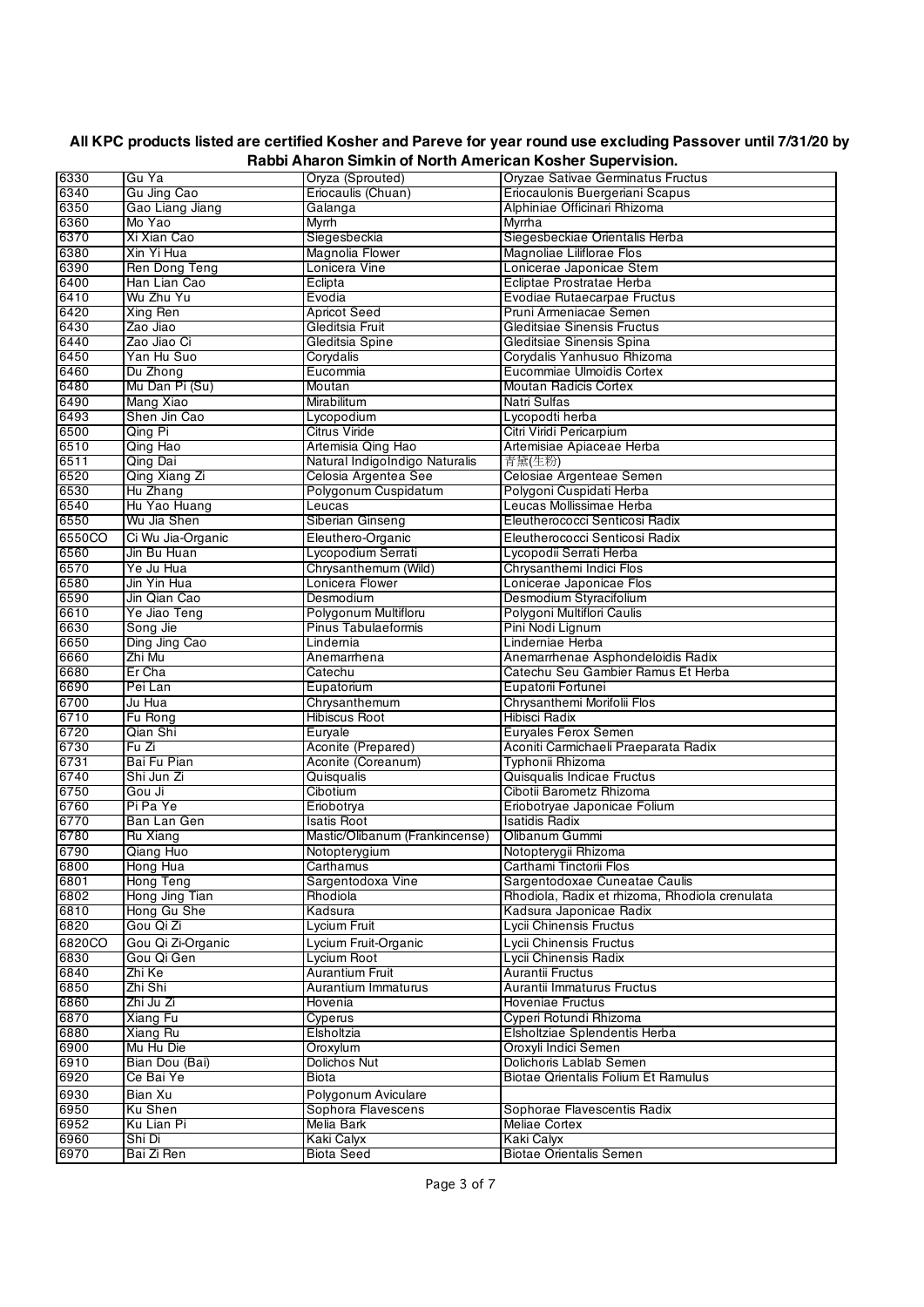**All KPC products listed are certified Kosher and Pareve for year round use excluding Passover until 7/31/20 by Rabbi Aharon Simkin of North American Kosher Supervision.**

| | | | |
|---|---|---|---|
| 6330 | Gu Ya | Oryza (Sprouted) | Oryzae Sativae Germinatus Fructus |
| 6340 | Gu Jing Cao | Eriocaulis (Chuan) | Eriocaulonis Buergeriani Scapus |
| 6350 | Gao Liang Jiang | Galanga | Alphiniae Officinari Rhizoma |
| 6360 | Mo Yao | Myrrh | Myrrha |
| 6370 | Xi Xian Cao | Siegesbeckia | Siegesbeckiae Orientalis Herba |
| 6380 | Xin Yi Hua | Magnolia Flower | Magnoliae Liliflorae Flos |
| 6390 | Ren Dong Teng | Lonicera Vine | Lonicerae Japonicae Stem |
| 6400 | Han Lian Cao | Eclipta | Ecliptae Prostratae Herba |
| 6410 | Wu Zhu Yu | Evodia | Evodiae Rutaecarpae Fructus |
| 6420 | Xing Ren | Apricot Seed | Pruni Armeniacae Semen |
| 6430 | Zao Jiao | Gleditsia Fruit | Gleditsiae Sinensis Fructus |
| 6440 | Zao Jiao Ci | Gleditsia Spine | Gleditsiae Sinensis Spina |
| 6450 | Yan Hu Suo | Corydalis | Corydalis Yanhusuo Rhizoma |
| 6460 | Du Zhong | Eucommia | Eucommiae Ulmoidis Cortex |
| 6480 | Mu Dan Pi (Su) | Moutan | Moutan Radicis Cortex |
| 6490 | Mang Xiao | Mirabilitum | Natri Sulfas |
| 6493 | Shen Jin Cao | Lycopodium | Lycopodti herba |
| 6500 | Qing Pi | Citrus Viride | Citri Viridi Pericarpium |
| 6510 | Qing Hao | Artemisia Qing Hao | Artemisiae Apiaceae Herba |
| 6511 | Qing Dai | Natural IndigoIndigo Naturalis | 青黛(生粉) |
| 6520 | Qing Xiang Zi | Celosia Argentea See | Celosiae Argenteae Semen |
| 6530 | Hu Zhang | Polygonum Cuspidatum | Polygoni Cuspidati Herba |
| 6540 | Hu Yao Huang | Leucas | Leucas Mollissimae Herba |
| 6550 | Wu Jia Shen | Siberian Ginseng | Eleutherococci Senticosi Radix |
| 6550CO | Ci Wu Jia-Organic | Eleuthero-Organic | Eleutherococci Senticosi Radix |
| 6560 | Jin Bu Huan | Lycopodium Serrati | Lycopodii Serrati Herba |
| 6570 | Ye Ju Hua | Chrysanthemum (Wild) | Chrysanthemi Indici Flos |
| 6580 | Jin Yin Hua | Lonicera Flower | Lonicerae Japonicae Flos |
| 6590 | Jin Qian Cao | Desmodium | Desmodium Styracifolium |
| 6610 | Ye Jiao Teng | Polygonum Multifloru | Polygoni Multiflori Caulis |
| 6630 | Song Jie | Pinus Tabulaeformis | Pini Nodi Lignum |
| 6650 | Ding Jing Cao | Lindernia | Linderniae Herba |
| 6660 | Zhi Mu | Anemarrhena | Anemarrhenae Asphondeloidis Radix |
| 6680 | Er Cha | Catechu | Catechu Seu Gambier Ramus Et Herba |
| 6690 | Pei Lan | Eupatorium | Eupatorii Fortunei |
| 6700 | Ju Hua | Chrysanthemum | Chrysanthemi Morifolii Flos |
| 6710 | Fu Rong | Hibiscus Root | Hibisci Radix |
| 6720 | Qian Shi | Euryale | Euryales Ferox Semen |
| 6730 | Fu Zi | Aconite (Prepared) | Aconiti Carmichaeli Praeparata Radix |
| 6731 | Bai Fu Pian | Aconite (Coreanum) | Typhonii Rhizoma |
| 6740 | Shi Jun Zi | Quisqualis | Quisqualis Indicae Fructus |
| 6750 | Gou Ji | Cibotium | Cibotii Barometz Rhizoma |
| 6760 | Pi Pa Ye | Eriobotrya | Eriobotryae Japonicae Folium |
| 6770 | Ban Lan Gen | Isatis Root | Isatidis Radix |
| 6780 | Ru Xiang | Mastic/Olibanum (Frankincense) | Olibanum Gummi |
| 6790 | Qiang Huo | Notopterygium | Notopterygii Rhizoma |
| 6800 | Hong Hua | Carthamus | Carthami Tinctorii Flos |
| 6801 | Hong Teng | Sargentodoxa Vine | Sargentodoxae Cuneatae Caulis |
| 6802 | Hong Jing Tian | Rhodiola | Rhodiola, Radix et rhizoma, Rhodiola crenulata |
| 6810 | Hong Gu She | Kadsura | Kadsura Japonicae Radix |
| 6820 | Gou Qi Zi | Lycium Fruit | Lycii Chinensis Fructus |
| 6820CO | Gou Qi Zi-Organic | Lycium Fruit-Organic | Lycii Chinensis Fructus |
| 6830 | Gou Qi Gen | Lycium Root | Lycii Chinensis Radix |
| 6840 | Zhi Ke | Aurantium Fruit | Aurantii Fructus |
| 6850 | Zhi Shi | Aurantium Immaturus | Aurantii Immaturus Fructus |
| 6860 | Zhi Ju Zi | Hovenia | Hoveniae Fructus |
| 6870 | Xiang Fu | Cyperus | Cyperi Rotundi Rhizoma |
| 6880 | Xiang Ru | Elsholtzia | Elsholtziae Splendentis Herba |
| 6900 | Mu Hu Die | Oroxylum | Oroxyli Indici Semen |
| 6910 | Bian Dou (Bai) | Dolichos Nut | Dolichoris Lablab Semen |
| 6920 | Ce Bai Ye | Biota | Biotae Qrientalis Folium Et Ramulus |
| 6930 | Bian Xu | Polygonum Aviculare | |
| 6950 | Ku Shen | Sophora Flavescens | Sophorae Flavescentis Radix |
| 6952 | Ku Lian Pi | Melia Bark | Meliae Cortex |
| 6960 | Shi Di | Kaki Calyx | Kaki Calyx |
| 6970 | Bai Zi Ren | Biota Seed | Biotae Orientalis Semen |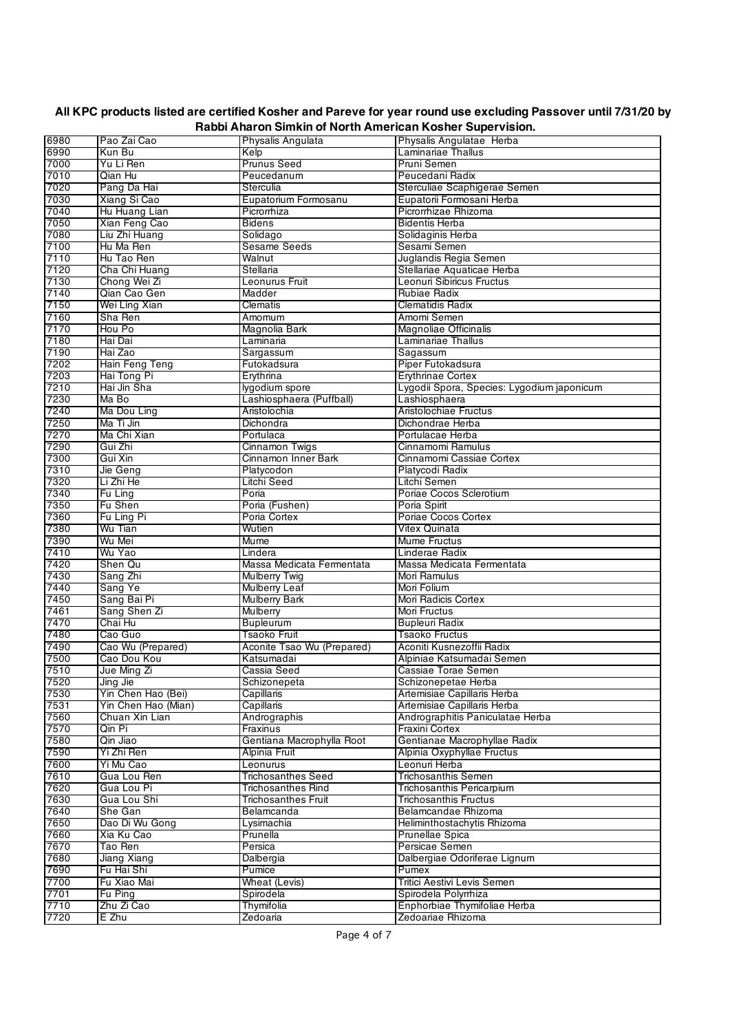**All KPC products listed are certified Kosher and Pareve for year round use excluding Passover until 7/31/20 by Rabbi Aharon Simkin of North American Kosher Supervision.**

| | | | |
|---|---|---|---|
| 6980 | Pao Zai Cao | Physalis Angulata | Physalis Angulatae Herba |
| 6990 | Kun Bu | Kelp | Laminariae Thallus |
| 7000 | Yu Li Ren | Prunus Seed | Pruni Semen |
| 7010 | Qian Hu | Peucedanum | Peucedani Radix |
| 7020 | Pang Da Hai | Sterculia | Sterculiae Scaphigerae Semen |
| 7030 | Xiang Si Cao | Eupatorium Formosanu | Eupatorii Formosani Herba |
| 7040 | Hu Huang Lian | Picrorrhiza | Picrorrhizae Rhizoma |
| 7050 | Xian Feng Cao | Bidens | Bidentis Herba |
| 7080 | Liu Zhi Huang | Solidago | Solidaginis Herba |
| 7100 | Hu Ma Ren | Sesame Seeds | Sesami Semen |
| 7110 | Hu Tao Ren | Walnut | Juglandis Regia Semen |
| 7120 | Cha Chi Huang | Stellaria | Stellariae Aquaticae Herba |
| 7130 | Chong Wei Zi | Leonurus Fruit | Leonuri Sibiricus Fructus |
| 7140 | Qian Cao Gen | Madder | Rubiae Radix |
| 7150 | Wei Ling Xian | Clematis | Clematidis Radix |
| 7160 | Sha Ren | Amomum | Amomi Semen |
| 7170 | Hou Po | Magnolia Bark | Magnoliae Officinalis |
| 7180 | Hai Dai | Laminaria | Laminariae Thallus |
| 7190 | Hai Zao | Sargassum | Sagassum |
| 7202 | Hain Feng Teng | Futokadsura | Piper Futokadsura |
| 7203 | Hai Tong Pi | Erythrina | Erythrinae Cortex |
| 7210 | Hai Jin Sha | lygodium spore | Lygodii Spora, Species: Lygodium japonicum |
| 7230 | Ma Bo | Lashiosphaera (Puffball) | Lashiosphaera |
| 7240 | Ma Dou Ling | Aristolochia | Aristolochiae Fructus |
| 7250 | Ma Ti Jin | Dichondra | Dichondrae Herba |
| 7270 | Ma Chi Xian | Portulaca | Portulacae Herba |
| 7290 | Gui Zhi | Cinnamon Twigs | Cinnamomi Ramulus |
| 7300 | Gui Xin | Cinnamon Inner Bark | Cinnamomi Cassiae Cortex |
| 7310 | Jie Geng | Platycodon | Platycodi Radix |
| 7320 | Li Zhi He | Litchi Seed | Litchi Semen |
| 7340 | Fu Ling | Poria | Poriae Cocos Sclerotium |
| 7350 | Fu Shen | Poria (Fushen) | Poria Spirit |
| 7360 | Fu Ling Pi | Poria Cortex | Poriae Cocos Cortex |
| 7380 | Wu Tian | Wutien | Vitex Quinata |
| 7390 | Wu Mei | Mume | Mume Fructus |
| 7410 | Wu Yao | Lindera | Linderae Radix |
| 7420 | Shen Qu | Massa Medicata Fermentata | Massa Medicata Fermentata |
| 7430 | Sang Zhi | Mulberry Twig | Mori Ramulus |
| 7440 | Sang Ye | Mulberry Leaf | Mori Folium |
| 7450 | Sang Bai Pi | Mulberry Bark | Mori Radicis Cortex |
| 7461 | Sang Shen Zi | Mulberry | Mori Fructus |
| 7470 | Chai Hu | Bupleurum | Bupleuri Radix |
| 7480 | Cao Guo | Tsaoko Fruit | Tsaoko Fructus |
| 7490 | Cao Wu (Prepared) | Aconite Tsao Wu (Prepared) | Aconiti Kusnezoffii Radix |
| 7500 | Cao Dou Kou | Katsumadai | Alpiniae Katsumadai Semen |
| 7510 | Jue Ming Zi | Cassia Seed | Cassiae Torae Semen |
| 7520 | Jing Jie | Schizonepeta | Schizonepetae Herba |
| 7530 | Yin Chen Hao (Bei) | Capillaris | Artemisiae Capillaris Herba |
| 7531 | Yin Chen Hao (Mian) | Capillaris | Artemisiae Capillaris Herba |
| 7560 | Chuan Xin Lian | Andrographis | Andrographitis Paniculatae Herba |
| 7570 | Qin Pi | Fraxinus | Fraxini Cortex |
| 7580 | Qin Jiao | Gentiana Macrophylla Root | Gentianae Macrophyllae Radix |
| 7590 | Yi Zhi Ren | Alpinia Fruit | Alpinia Oxyphyllae Fructus |
| 7600 | Yi Mu Cao | Leonurus | Leonuri Herba |
| 7610 | Gua Lou Ren | Trichosanthes Seed | Trichosanthis Semen |
| 7620 | Gua Lou Pi | Trichosanthes Rind | Trichosanthis Pericarpium |
| 7630 | Gua Lou Shi | Trichosanthes Fruit | Trichosanthis Fructus |
| 7640 | She Gan | Belamcanda | Belamcandae Rhizoma |
| 7650 | Dao Di Wu Gong | Lysimachia | Heliminthostachytis Rhizoma |
| 7660 | Xia Ku Cao | Prunella | Prunellae Spica |
| 7670 | Tao Ren | Persica | Persicae Semen |
| 7680 | Jiang Xiang | Dalbergia | Dalbergiae Odoriferae Lignum |
| 7690 | Fu Hai Shi | Pumice | Pumex |
| 7700 | Fu Xiao Mai | Wheat (Levis) | Tritici Aestivi Levis Semen |
| 7701 | Fu Ping | Spirodela | Spirodela Polyrrhiza |
| 7710 | Zhu Zi Cao | Thymifolia | Enphorbiae Thymifoliae Herba |
| 7720 | E Zhu | Zedoaria | Zedoariae Rhizoma |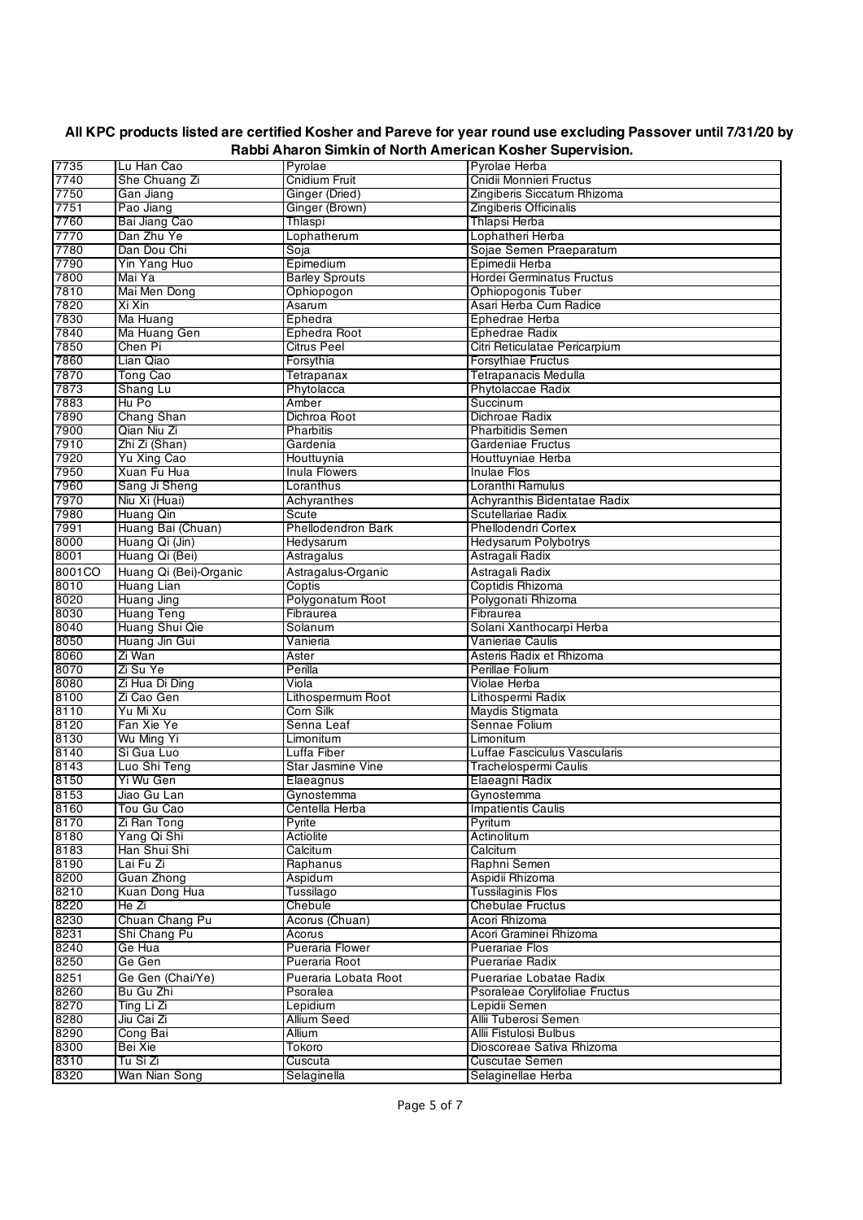**All KPC products listed are certified Kosher and Pareve for year round use excluding Passover until 7/31/20 by Rabbi Aharon Simkin of North American Kosher Supervision.**

| | | | |
|---|---|---|---|
| 7735 | Lu Han Cao | Pyrolae | Pyrolae Herba |
| 7740 | She Chuang Zi | Cnidium Fruit | Cnidii Monnieri Fructus |
| 7750 | Gan Jiang | Ginger (Dried) | Zingiberis Siccatum Rhizoma |
| 7751 | Pao Jiang | Ginger (Brown) | Zingiberis Officinalis |
| 7760 | Bai Jiang Cao | Thlaspi | Thlapsi Herba |
| 7770 | Dan Zhu Ye | Lophatherum | Lophatheri Herba |
| 7780 | Dan Dou Chi | Soja | Sojae Semen Praeparatum |
| 7790 | Yin Yang Huo | Epimedium | Epimedii Herba |
| 7800 | Mai Ya | Barley Sprouts | Hordei Germinatus Fructus |
| 7810 | Mai Men Dong | Ophiopogon | Ophiopogonis Tuber |
| 7820 | Xi Xin | Asarum | Asari Herba Cum Radice |
| 7830 | Ma Huang | Ephedra | Ephedrae Herba |
| 7840 | Ma Huang Gen | Ephedra Root | Ephedrae Radix |
| 7850 | Chen Pi | Citrus Peel | Citri Reticulatae Pericarpium |
| 7860 | Lian Qiao | Forsythia | Forsythiae Fructus |
| 7870 | Tong Cao | Tetrapanax | Tetrapanacis Medulla |
| 7873 | Shang Lu | Phytolacca | Phytolaccae Radix |
| 7883 | Hu Po | Amber | Succinum |
| 7890 | Chang Shan | Dichroa Root | Dichroae Radix |
| 7900 | Qian Niu Zi | Pharbitis | Pharbitidis Semen |
| 7910 | Zhi Zi (Shan) | Gardenia | Gardeniae Fructus |
| 7920 | Yu Xing Cao | Houttuynia | Houttuyniae Herba |
| 7950 | Xuan Fu Hua | Inula Flowers | Inulae Flos |
| 7960 | Sang Ji Sheng | Loranthus | Loranthi Ramulus |
| 7970 | Niu Xi (Huai) | Achyranthes | Achyranthis Bidentatae Radix |
| 7980 | Huang Qin | Scute | Scutellariae Radix |
| 7991 | Huang Bai (Chuan) | Phellodendron Bark | Phellodendri Cortex |
| 8000 | Huang Qi (Jin) | Hedysarum | Hedysarum Polybotrys |
| 8001 | Huang Qi (Bei) | Astragalus | Astragali Radix |
| 8001CO | Huang Qi (Bei)-Organic | Astragalus-Organic | Astragali Radix |
| 8010 | Huang Lian | Coptis | Coptidis Rhizoma |
| 8020 | Huang Jing | Polygonatum Root | Polygonati Rhizoma |
| 8030 | Huang Teng | Fibraurea | Fibraurea |
| 8040 | Huang Shui Qie | Solanum | Solani Xanthocarpi Herba |
| 8050 | Huang Jin Gui | Vanieria | Vanieriae Caulis |
| 8060 | Zi Wan | Aster | Asteris Radix et Rhizoma |
| 8070 | Zi Su Ye | Perilla | Perillae Folium |
| 8080 | Zi Hua Di Ding | Viola | Violae Herba |
| 8100 | Zi Cao Gen | Lithospermum Root | Lithospermi Radix |
| 8110 | Yu Mi Xu | Corn Silk | Maydis Stigmata |
| 8120 | Fan Xie Ye | Senna Leaf | Sennae Folium |
| 8130 | Wu Ming Yi | Limonitum | Limonitum |
| 8140 | Si Gua Luo | Luffa Fiber | Luffae Fasciculus Vascularis |
| 8143 | Luo Shi Teng | Star Jasmine Vine | Trachelospermi Caulis |
| 8150 | Yi Wu Gen | Elaeagnus | Elaeagni Radix |
| 8153 | Jiao Gu Lan | Gynostemma | Gynostemma |
| 8160 | Tou Gu Cao | Centella Herba | Impatientis Caulis |
| 8170 | Zi Ran Tong | Pyrite | Pyritum |
| 8180 | Yang Qi Shi | Actiolite | Actinolitum |
| 8183 | Han Shui Shi | Calcitum | Calcitum |
| 8190 | Lai Fu Zi | Raphanus | Raphni Semen |
| 8200 | Guan Zhong | Aspidum | Aspidii Rhizoma |
| 8210 | Kuan Dong Hua | Tussilago | Tussilaginis Flos |
| 8220 | He Zi | Chebule | Chebulae Fructus |
| 8230 | Chuan Chang Pu | Acorus (Chuan) | Acori Rhizoma |
| 8231 | Shi Chang Pu | Acorus | Acori Graminei Rhizoma |
| 8240 | Ge Hua | Pueraria Flower | Puerariae Flos |
| 8250 | Ge Gen | Pueraria Root | Puerariae Radix |
| 8251 | Ge Gen (Chai/Ye) | Pueraria Lobata Root | Puerariae Lobatae Radix |
| 8260 | Bu Gu Zhi | Psoralea | Psoraleae Corylifoliae Fructus |
| 8270 | Ting Li Zi | Lepidium | Lepidii Semen |
| 8280 | Jiu Cai Zi | Allium Seed | Allii Tuberosi Semen |
| 8290 | Cong Bai | Allium | Allii Fistulosi Bulbus |
| 8300 | Bei Xie | Tokoro | Dioscoreae Sativa Rhizoma |
| 8310 | Tu Si Zi | Cuscuta | Cuscutae Semen |
| 8320 | Wan Nian Song | Selaginella | Selaginellae Herba |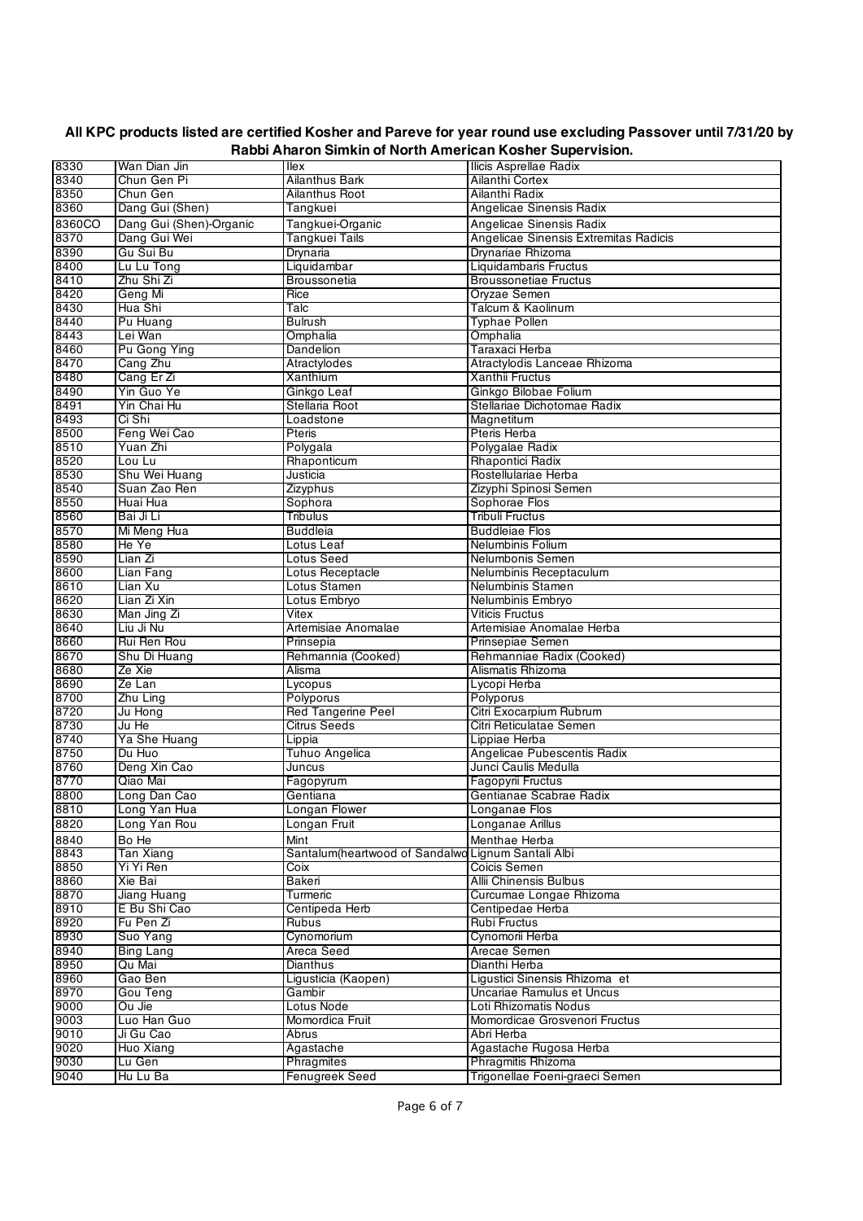**All KPC products listed are certified Kosher and Pareve for year round use excluding Passover until 7/31/20 by Rabbi Aharon Simkin of North American Kosher Supervision.**

| | | | |
|---|---|---|---|
| 8330 | Wan Dian Jin | Ilex | Ilicis Asprellae Radix |
| 8340 | Chun Gen Pi | Ailanthus Bark | Ailanthi Cortex |
| 8350 | Chun Gen | Ailanthus Root | Ailanthi Radix |
| 8360 | Dang Gui (Shen) | Tangkuei | Angelicae Sinensis Radix |
| 8360CO | Dang Gui (Shen)-Organic | Tangkuei-Organic | Angelicae Sinensis Radix |
| 8370 | Dang Gui Wei | Tangkuei Tails | Angelicae Sinensis Extremitas Radicis |
| 8390 | Gu Sui Bu | Drynaria | Drynariae Rhizoma |
| 8400 | Lu Lu Tong | Liquidambar | Liquidambaris Fructus |
| 8410 | Zhu Shi Zi | Broussonetia | Broussonetiae Fructus |
| 8420 | Geng Mi | Rice | Oryzae Semen |
| 8430 | Hua Shi | Talc | Talcum & Kaolinum |
| 8440 | Pu Huang | Bulrush | Typhae Pollen |
| 8443 | Lei Wan | Omphalia | Omphalia |
| 8460 | Pu Gong Ying | Dandelion | Taraxaci Herba |
| 8470 | Cang Zhu | Atractylodes | Atractylodis Lanceae Rhizoma |
| 8480 | Cang Er Zi | Xanthium | Xanthii Fructus |
| 8490 | Yin Guo Ye | Ginkgo Leaf | Ginkgo Bilobae Folium |
| 8491 | Yin Chai Hu | Stellaria Root | Stellariae Dichotomae Radix |
| 8493 | Ci Shi | Loadstone | Magnetitum |
| 8500 | Feng Wei Cao | Pteris | Pteris Herba |
| 8510 | Yuan Zhi | Polygala | Polygalae Radix |
| 8520 | Lou Lu | Rhaponticum | Rhapontici Radix |
| 8530 | Shu Wei Huang | Justicia | Rostellulariae Herba |
| 8540 | Suan Zao Ren | Zizyphus | Zizyphi Spinosi Semen |
| 8550 | Huai Hua | Sophora | Sophorae Flos |
| 8560 | Bai Ji Li | Tribulus | Tribuli Fructus |
| 8570 | Mi Meng Hua | Buddleia | Buddleiae Flos |
| 8580 | He Ye | Lotus Leaf | Nelumbinis Folium |
| 8590 | Lian Zi | Lotus Seed | Nelumbonis Semen |
| 8600 | Lian Fang | Lotus Receptacle | Nelumbinis Receptaculum |
| 8610 | Lian Xu | Lotus Stamen | Nelumbinis Stamen |
| 8620 | Lian Zi Xin | Lotus Embryo | Nelumbinis Embryo |
| 8630 | Man Jing Zi | Vitex | Viticis Fructus |
| 8640 | Liu Ji Nu | Artemisiae Anomalae | Artemisiae Anomalae Herba |
| 8660 | Rui Ren Rou | Prinsepia | Prinsepiae Semen |
| 8670 | Shu Di Huang | Rehmannia (Cooked) | Rehmanniae Radix (Cooked) |
| 8680 | Ze Xie | Alisma | Alismatis Rhizoma |
| 8690 | Ze Lan | Lycopus | Lycopi Herba |
| 8700 | Zhu Ling | Polyporus | Polyporus |
| 8720 | Ju Hong | Red Tangerine Peel | Citri Exocarpium Rubrum |
| 8730 | Ju He | Citrus Seeds | Citri Reticulatae Semen |
| 8740 | Ya She Huang | Lippia | Lippiae Herba |
| 8750 | Du Huo | Tuhuo Angelica | Angelicae Pubescentis Radix |
| 8760 | Deng Xin Cao | Juncus | Junci Caulis Medulla |
| 8770 | Qiao Mai | Fagopyrum | Fagopyrii Fructus |
| 8800 | Long Dan Cao | Gentiana | Gentianae Scabrae Radix |
| 8810 | Long Yan Hua | Longan Flower | Longanae Flos |
| 8820 | Long Yan Rou | Longan Fruit | Longanae Arillus |
| 8840 | Bo He | Mint | Menthae Herba |
| 8843 | Tan Xiang | Santalum(heartwood of Sandalwo | Lignum Santali Albi |
| 8850 | Yi Yi Ren | Coix | Coicis Semen |
| 8860 | Xie Bai | Bakeri | Allii Chinensis Bulbus |
| 8870 | Jiang Huang | Turmeric | Curcumae Longae Rhizoma |
| 8910 | E Bu Shi Cao | Centipeda Herb | Centipedae Herba |
| 8920 | Fu Pen Zi | Rubus | Rubi Fructus |
| 8930 | Suo Yang | Cynomorium | Cynomorii Herba |
| 8940 | Bing Lang | Areca Seed | Arecae Semen |
| 8950 | Qu Mai | Dianthus | Dianthi Herba |
| 8960 | Gao Ben | Ligusticia (Kaopen) | Ligustici Sinensis Rhizoma et |
| 8970 | Gou Teng | Gambir | Uncariae Ramulus et Uncus |
| 9000 | Ou Jie | Lotus Node | Loti Rhizomatis Nodus |
| 9003 | Luo Han Guo | Momordica Fruit | Momordicae Grosvenori Fructus |
| 9010 | Ji Gu Cao | Abrus | Abri Herba |
| 9020 | Huo Xiang | Agastache | Agastache Rugosa Herba |
| 9030 | Lu Gen | Phragmites | Phragmitis Rhizoma |
| 9040 | Hu Lu Ba | Fenugreek Seed | Trigonellae Foeni-graeci Semen |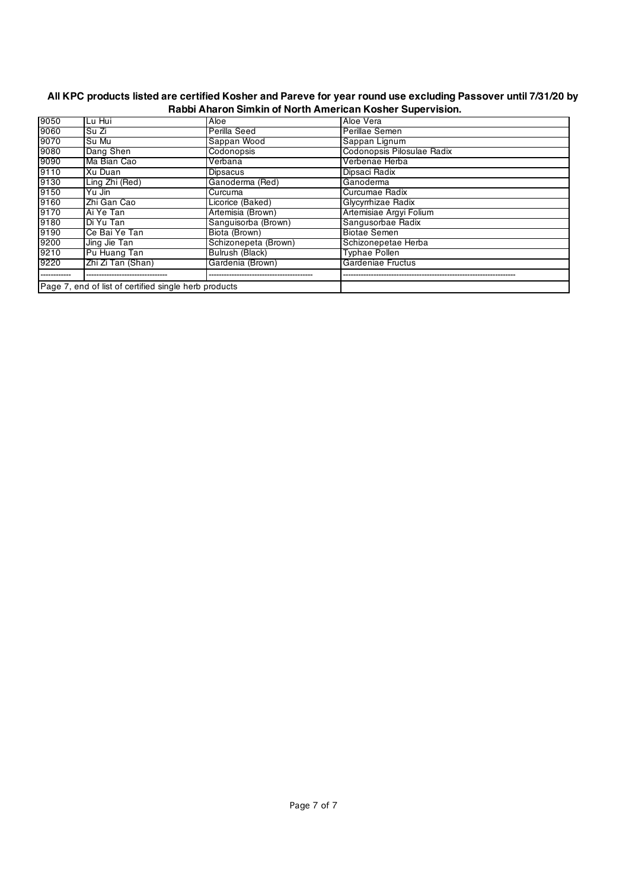**All KPC products listed are certified Kosher and Pareve for year round use excluding Passover until 7/31/20 by Rabbi Aharon Simkin of North American Kosher Supervision.**

| | | | |
|---|---|---|---|
| 9050 | Lu Hui | Aloe | Aloe Vera |
| 9060 | Su Zi | Perilla Seed | Perillae Semen |
| 9070 | Su Mu | Sappan Wood | Sappan Lignum |
| 9080 | Dang Shen | Codonopsis | Codonopsis Pilosulae Radix |
| 9090 | Ma Bian Cao | Verbana | Verbenae Herba |
| 9110 | Xu Duan | Dipsacus | Dipsaci Radix |
| 9130 | Ling Zhi (Red) | Ganoderma (Red) | Ganoderma |
| 9150 | Yu Jin | Curcuma | Curcumae Radix |
| 9160 | Zhi Gan Cao | Licorice (Baked) | Glycyrrhizae Radix |
| 9170 | Ai Ye Tan | Artemisia (Brown) | Artemisiae Argyi Folium |
| 9180 | Di Yu Tan | Sanguisorba (Brown) | Sangusorbae Radix |
| 9190 | Ce Bai Ye Tan | Biota (Brown) | Biotae Semen |
| 9200 | Jing Jie Tan | Schizonepeta (Brown) | Schizonepetae Herba |
| 9210 | Pu Huang Tan | Bulrush (Black) | Typhae Pollen |
| 9220 | Zhi Zi Tan (Shan) | Gardenia (Brown) | Gardeniae Fructus |
| ------------ | -------------------------------- | ----------------------------------------- | -------------------------------------------------------------------- |
| Page 7, end of list of certified single herb products | | | |